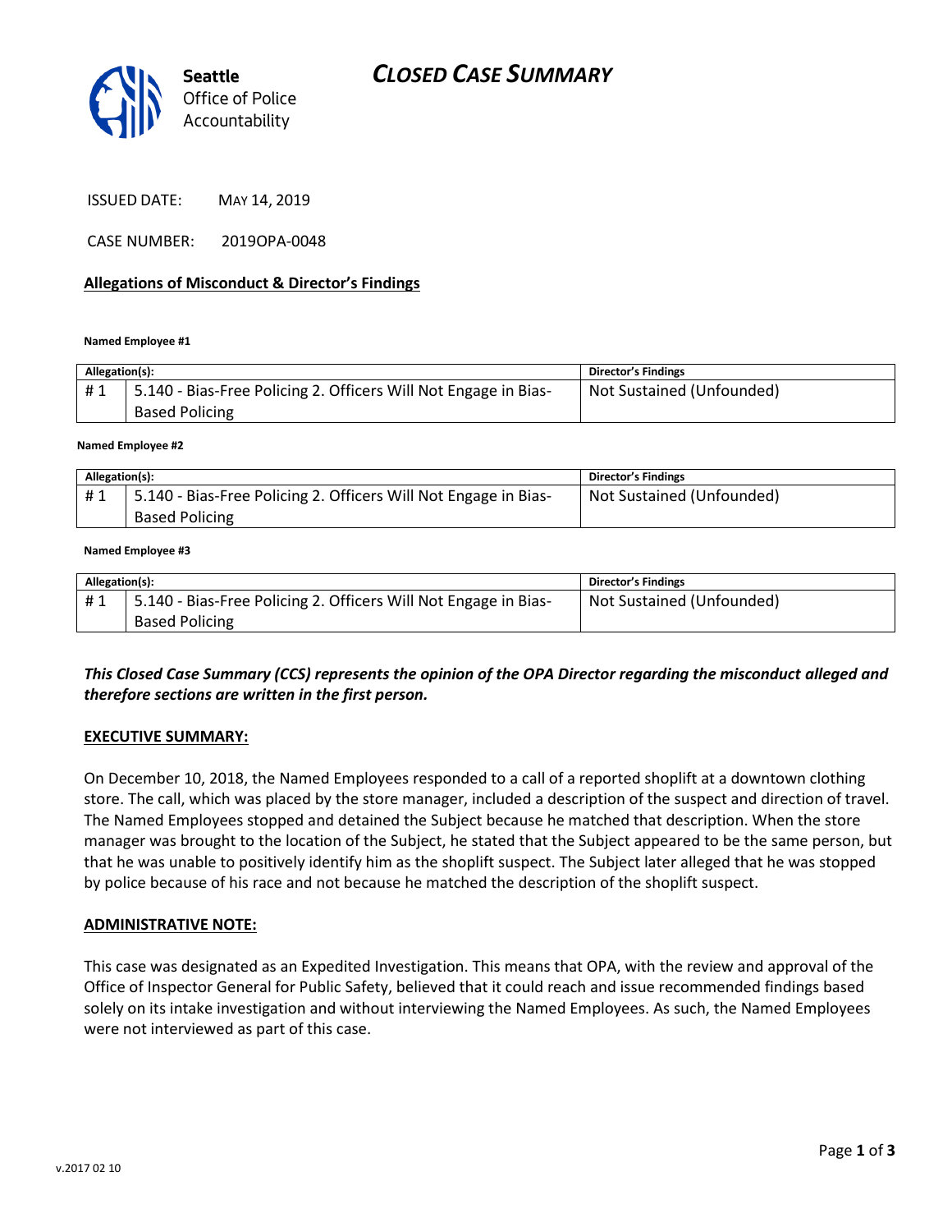Seattle Office of Police Accountability

# CLOSED CASE SUMMARY

ISSUED DATE: MAY 14, 2019

CASE NUMBER: 2019OPA-0048

**Allegations of Misconduct & Director's Findings**

**Named Employee #1**

| Allegation(s): | | Director's Findings |
|---|---|---|
| # 1 | 5.140 - Bias-Free Policing 2. Officers Will Not Engage in Bias-Based Policing | Not Sustained (Unfounded) |

**Named Employee #2**

| Allegation(s): | | Director's Findings |
|---|---|---|
| # 1 | 5.140 - Bias-Free Policing 2. Officers Will Not Engage in Bias-Based Policing | Not Sustained (Unfounded) |

**Named Employee #3**

| Allegation(s): | | Director's Findings |
|---|---|---|
| # 1 | 5.140 - Bias-Free Policing 2. Officers Will Not Engage in Bias-Based Policing | Not Sustained (Unfounded) |

***This Closed Case Summary (CCS) represents the opinion of the OPA Director regarding the misconduct alleged and therefore sections are written in the first person.***

**EXECUTIVE SUMMARY:**

On December 10, 2018, the Named Employees responded to a call of a reported shoplift at a downtown clothing store. The call, which was placed by the store manager, included a description of the suspect and direction of travel. The Named Employees stopped and detained the Subject because he matched that description. When the store manager was brought to the location of the Subject, he stated that the Subject appeared to be the same person, but that he was unable to positively identify him as the shoplift suspect. The Subject later alleged that he was stopped by police because of his race and not because he matched the description of the shoplift suspect.

**ADMINISTRATIVE NOTE:**

This case was designated as an Expedited Investigation. This means that OPA, with the review and approval of the Office of Inspector General for Public Safety, believed that it could reach and issue recommended findings based solely on its intake investigation and without interviewing the Named Employees. As such, the Named Employees were not interviewed as part of this case.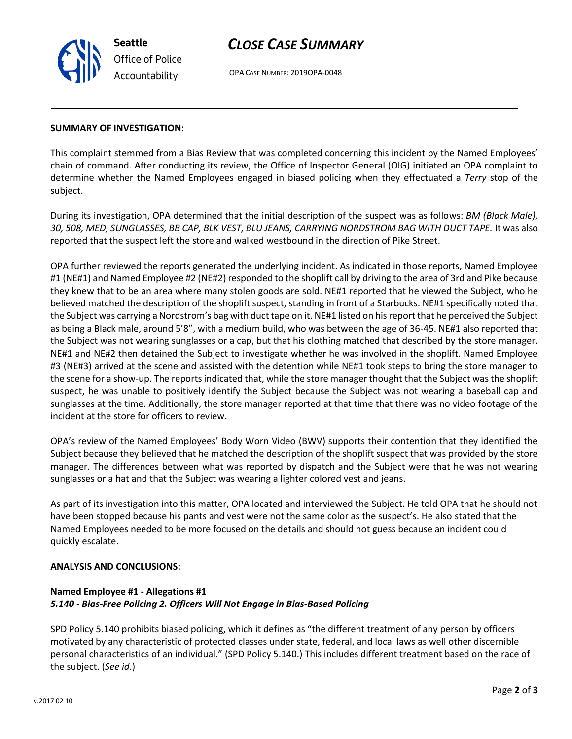## SUMMARY OF INVESTIGATION:

This complaint stemmed from a Bias Review that was completed concerning this incident by the Named Employees' chain of command. After conducting its review, the Office of Inspector General (OIG) initiated an OPA complaint to determine whether the Named Employees engaged in biased policing when they effectuated a *Terry* stop of the subject.

During its investigation, OPA determined that the initial description of the suspect was as follows: *BM (Black Male), 30, 508, MED, SUNGLASSES, BB CAP, BLK VEST, BLU JEANS, CARRYING NORDSTROM BAG WITH DUCT TAPE.* It was also reported that the suspect left the store and walked westbound in the direction of Pike Street.

OPA further reviewed the reports generated the underlying incident. As indicated in those reports, Named Employee #1 (NE#1) and Named Employee #2 (NE#2) responded to the shoplift call by driving to the area of 3rd and Pike because they knew that to be an area where many stolen goods are sold. NE#1 reported that he viewed the Subject, who he believed matched the description of the shoplift suspect, standing in front of a Starbucks. NE#1 specifically noted that the Subject was carrying a Nordstrom's bag with duct tape on it. NE#1 listed on his report that he perceived the Subject as being a Black male, around 5'8", with a medium build, who was between the age of 36-45. NE#1 also reported that the Subject was not wearing sunglasses or a cap, but that his clothing matched that described by the store manager. NE#1 and NE#2 then detained the Subject to investigate whether he was involved in the shoplift. Named Employee #3 (NE#3) arrived at the scene and assisted with the detention while NE#1 took steps to bring the store manager to the scene for a show-up. The reports indicated that, while the store manager thought that the Subject was the shoplift suspect, he was unable to positively identify the Subject because the Subject was not wearing a baseball cap and sunglasses at the time. Additionally, the store manager reported at that time that there was no video footage of the incident at the store for officers to review.

OPA's review of the Named Employees' Body Worn Video (BWV) supports their contention that they identified the Subject because they believed that he matched the description of the shoplift suspect that was provided by the store manager. The differences between what was reported by dispatch and the Subject were that he was not wearing sunglasses or a hat and that the Subject was wearing a lighter colored vest and jeans.

As part of its investigation into this matter, OPA located and interviewed the Subject. He told OPA that he should not have been stopped because his pants and vest were not the same color as the suspect's. He also stated that the Named Employees needed to be more focused on the details and should not guess because an incident could quickly escalate.

## ANALYSIS AND CONCLUSIONS:

### Named Employee #1 - Allegations #1
### *5.140 - Bias-Free Policing 2. Officers Will Not Engage in Bias-Based Policing*

SPD Policy 5.140 prohibits biased policing, which it defines as "the different treatment of any person by officers motivated by any characteristic of protected classes under state, federal, and local laws as well other discernible personal characteristics of an individual." (SPD Policy 5.140.) This includes different treatment based on the race of the subject. (*See id*.)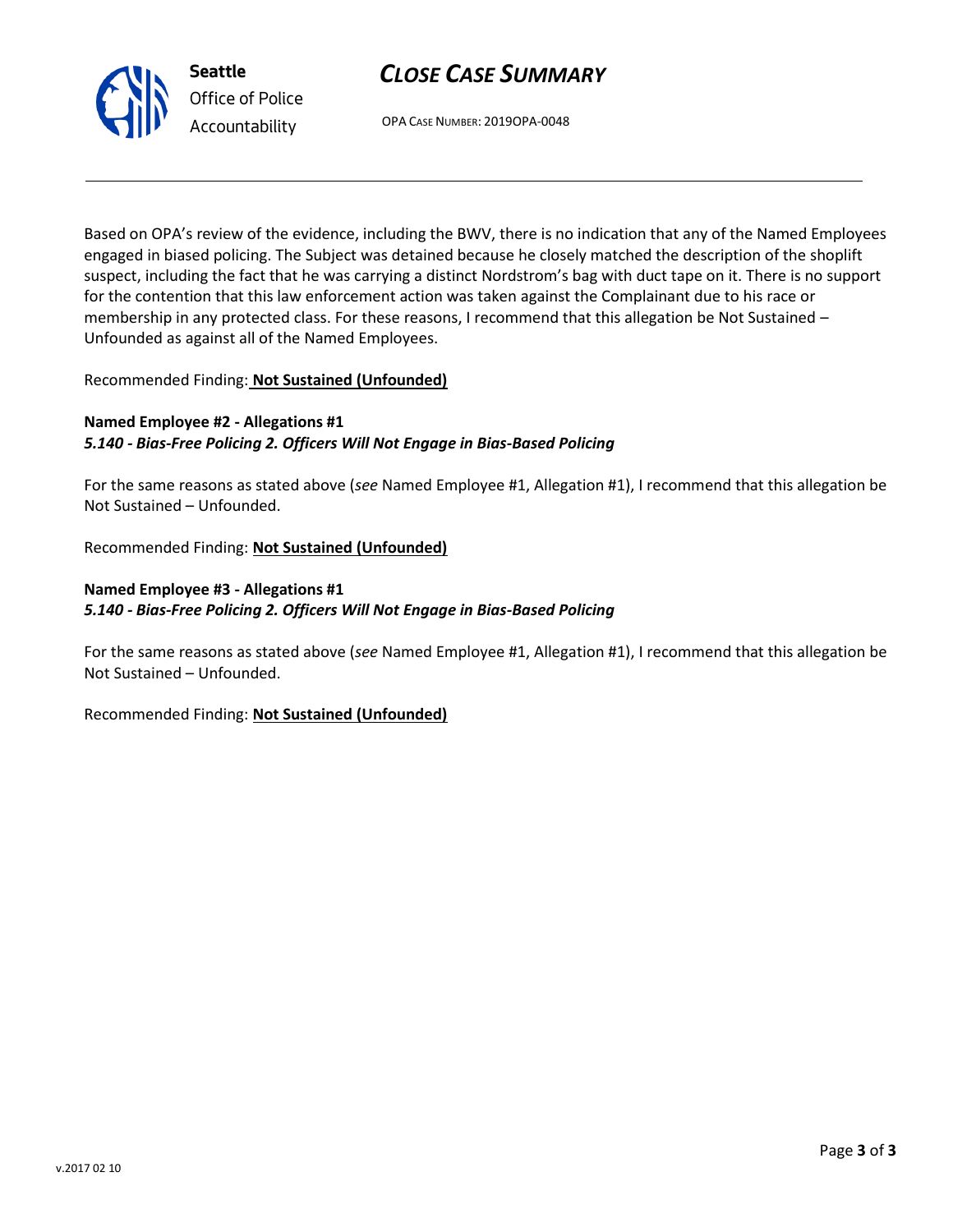Based on OPA's review of the evidence, including the BWV, there is no indication that any of the Named Employees engaged in biased policing. The Subject was detained because he closely matched the description of the shoplift suspect, including the fact that he was carrying a distinct Nordstrom's bag with duct tape on it. There is no support for the contention that this law enforcement action was taken against the Complainant due to his race or membership in any protected class. For these reasons, I recommend that this allegation be Not Sustained – Unfounded as against all of the Named Employees.

Recommended Finding: **Not Sustained (Unfounded)**

**Named Employee #2 - Allegations #1**
***5.140 - Bias-Free Policing 2. Officers Will Not Engage in Bias-Based Policing***

For the same reasons as stated above (*see* Named Employee #1, Allegation #1), I recommend that this allegation be Not Sustained – Unfounded.

Recommended Finding: **Not Sustained (Unfounded)**

**Named Employee #3 - Allegations #1**
***5.140 - Bias-Free Policing 2. Officers Will Not Engage in Bias-Based Policing***

For the same reasons as stated above (*see* Named Employee #1, Allegation #1), I recommend that this allegation be Not Sustained – Unfounded.

Recommended Finding: **Not Sustained (Unfounded)**